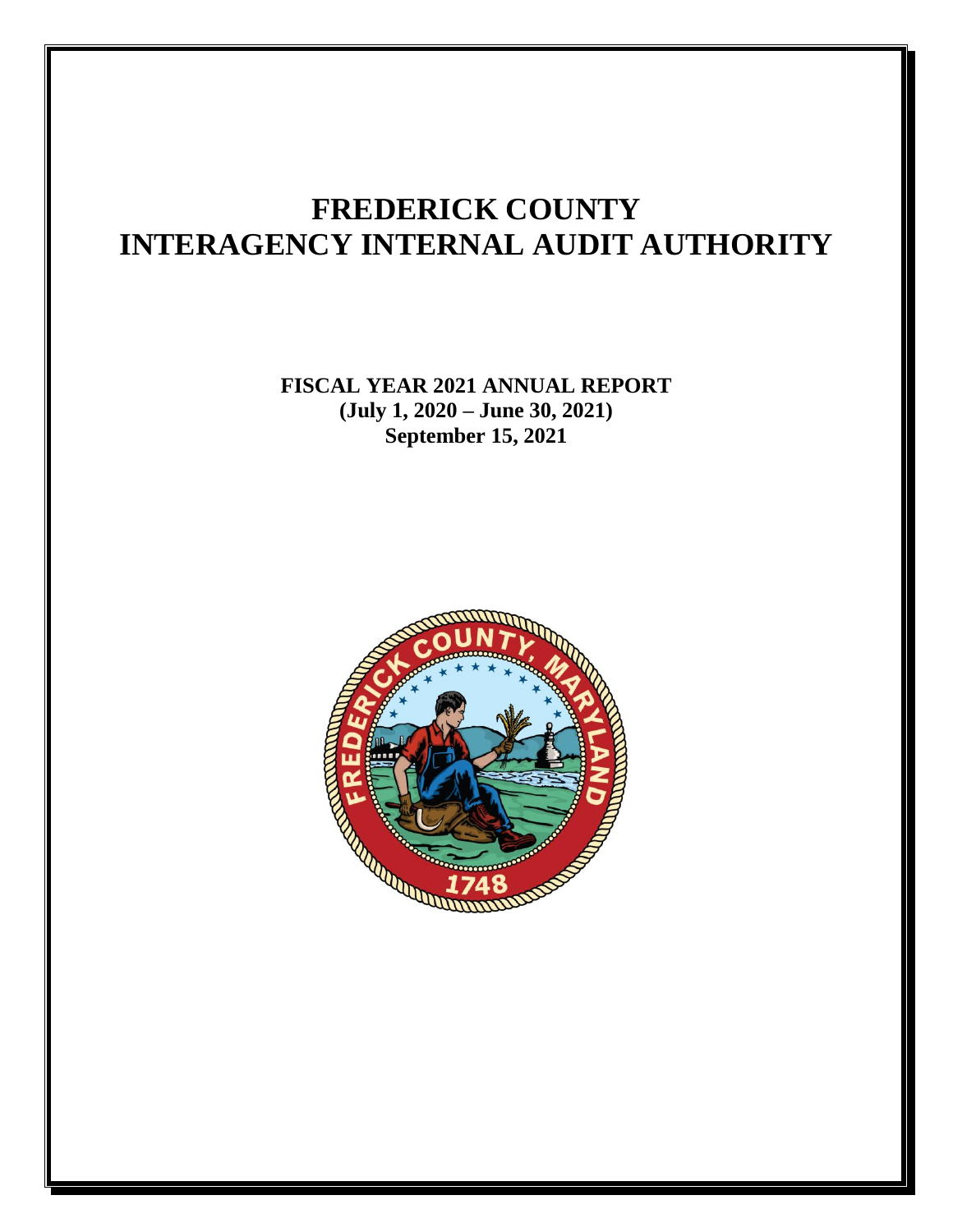# FREDERICK COUNTY INTERAGENCY INTERNAL AUDIT AUTHORITY

**FISCAL YEAR 2021 ANNUAL REPORT**
**(July 1, 2020 – June 30, 2021)**
**September 15, 2021**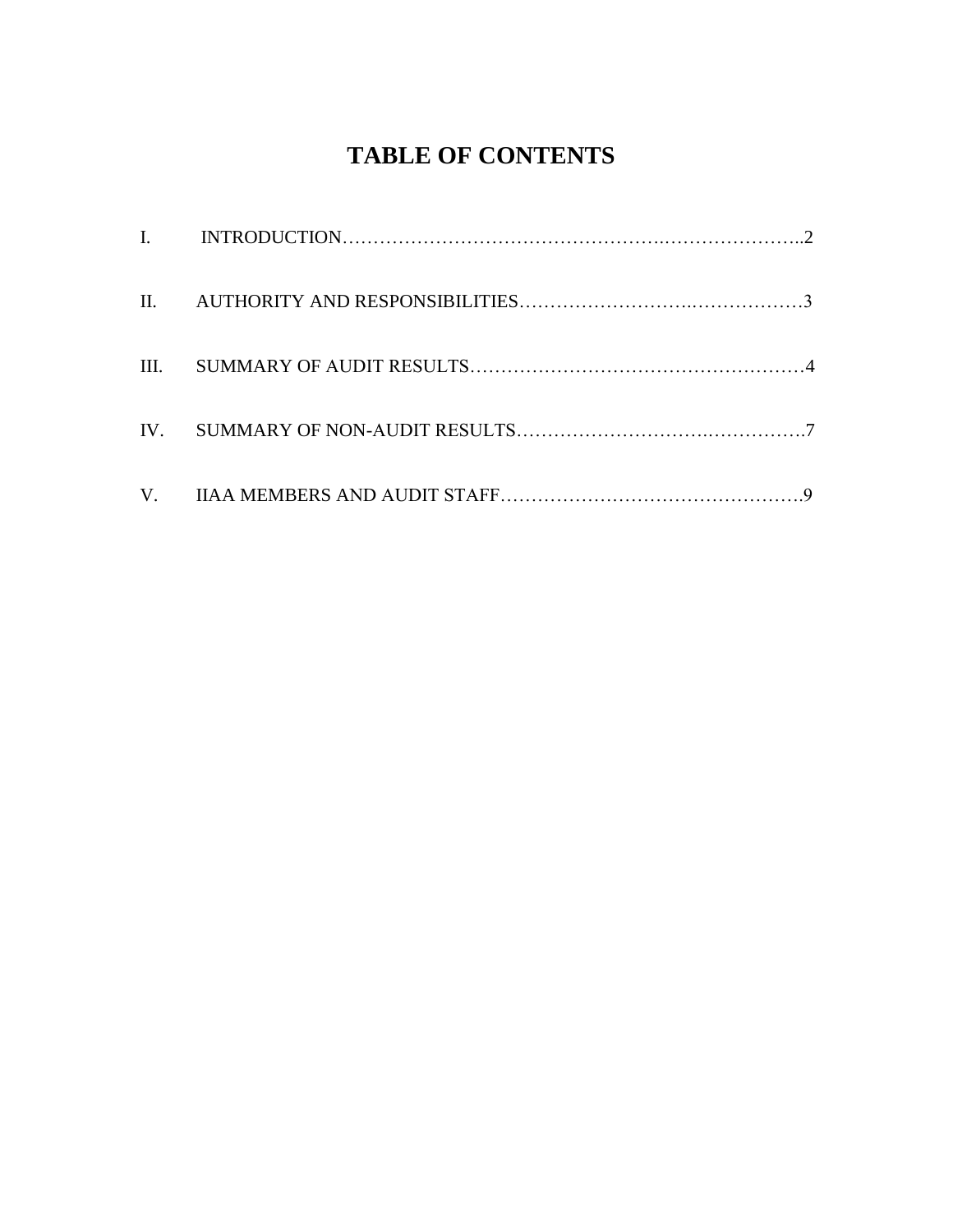# TABLE OF CONTENTS

I. INTRODUCTION……………………………………………….…………….………..2

II. AUTHORITY AND RESPONSIBILITIES……………………….………………3

III. SUMMARY OF AUDIT RESULTS………………………………………………4

IV. SUMMARY OF NON-AUDIT RESULTS………………………….…………….7

V. IIAA MEMBERS AND AUDIT STAFF……………………………………….9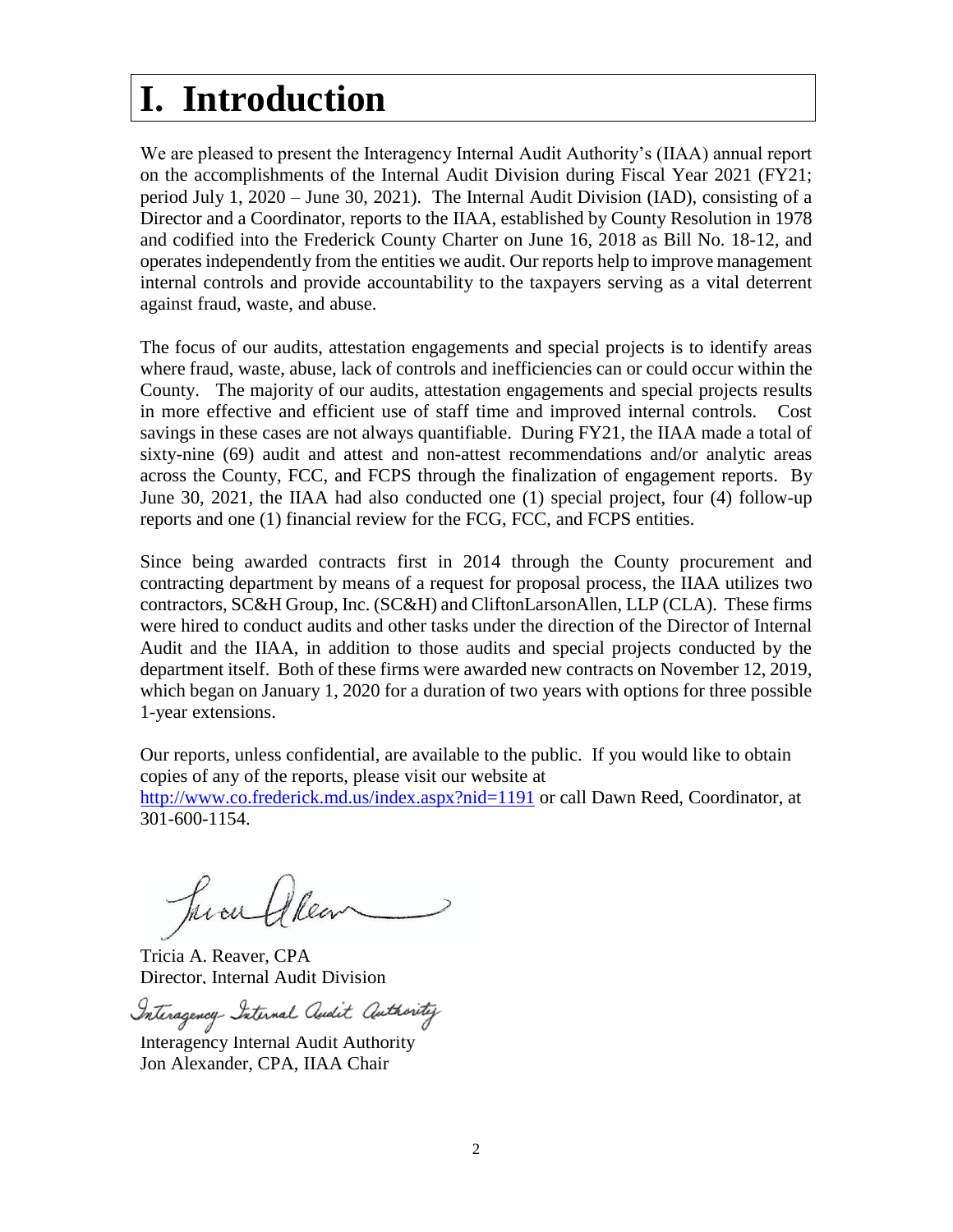# I. Introduction

We are pleased to present the Interagency Internal Audit Authority's (IIAA) annual report on the accomplishments of the Internal Audit Division during Fiscal Year 2021 (FY21; period July 1, 2020 – June 30, 2021). The Internal Audit Division (IAD), consisting of a Director and a Coordinator, reports to the IIAA, established by County Resolution in 1978 and codified into the Frederick County Charter on June 16, 2018 as Bill No. 18-12, and operates independently from the entities we audit. Our reports help to improve management internal controls and provide accountability to the taxpayers serving as a vital deterrent against fraud, waste, and abuse.

The focus of our audits, attestation engagements and special projects is to identify areas where fraud, waste, abuse, lack of controls and inefficiencies can or could occur within the County. The majority of our audits, attestation engagements and special projects results in more effective and efficient use of staff time and improved internal controls. Cost savings in these cases are not always quantifiable. During FY21, the IIAA made a total of sixty-nine (69) audit and attest and non-attest recommendations and/or analytic areas across the County, FCC, and FCPS through the finalization of engagement reports. By June 30, 2021, the IIAA had also conducted one (1) special project, four (4) follow-up reports and one (1) financial review for the FCG, FCC, and FCPS entities.

Since being awarded contracts first in 2014 through the County procurement and contracting department by means of a request for proposal process, the IIAA utilizes two contractors, SC&H Group, Inc. (SC&H) and CliftonLarsonAllen, LLP (CLA). These firms were hired to conduct audits and other tasks under the direction of the Director of Internal Audit and the IIAA, in addition to those audits and special projects conducted by the department itself. Both of these firms were awarded new contracts on November 12, 2019, which began on January 1, 2020 for a duration of two years with options for three possible 1-year extensions.

Our reports, unless confidential, are available to the public. If you would like to obtain copies of any of the reports, please visit our website at http://www.co.frederick.md.us/index.aspx?nid=1191 or call Dawn Reed, Coordinator, at 301-600-1154.

Tricia A. Reaver, CPA
Director, Internal Audit Division

Interagency Internal Audit Authority
Jon Alexander, CPA, IIAA Chair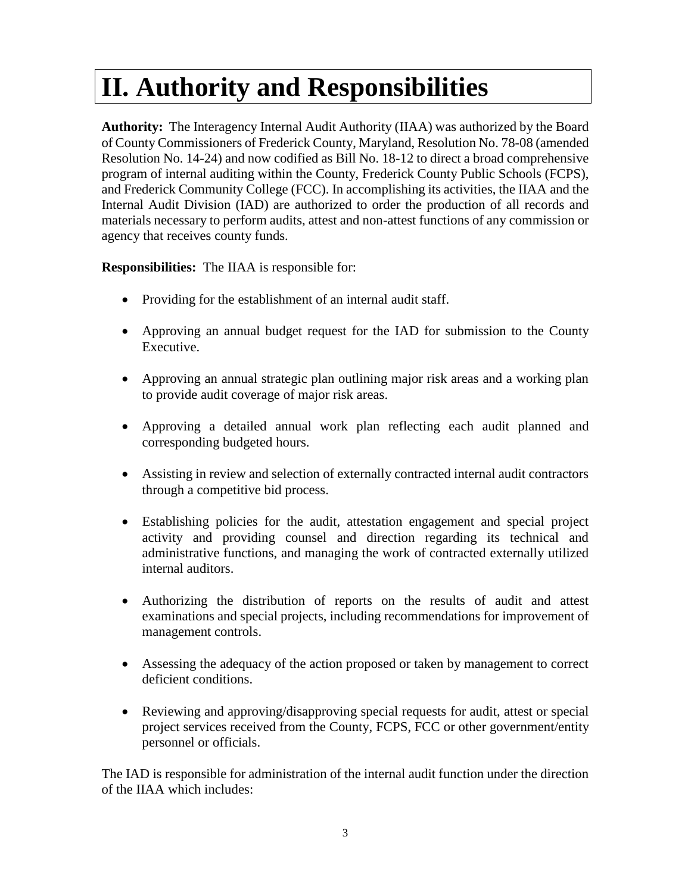# II. Authority and Responsibilities

**Authority:** The Interagency Internal Audit Authority (IIAA) was authorized by the Board of County Commissioners of Frederick County, Maryland, Resolution No. 78-08 (amended Resolution No. 14-24) and now codified as Bill No. 18-12 to direct a broad comprehensive program of internal auditing within the County, Frederick County Public Schools (FCPS), and Frederick Community College (FCC). In accomplishing its activities, the IIAA and the Internal Audit Division (IAD) are authorized to order the production of all records and materials necessary to perform audits, attest and non-attest functions of any commission or agency that receives county funds.

**Responsibilities:** The IIAA is responsible for:

- Providing for the establishment of an internal audit staff.
- Approving an annual budget request for the IAD for submission to the County Executive.
- Approving an annual strategic plan outlining major risk areas and a working plan to provide audit coverage of major risk areas.
- Approving a detailed annual work plan reflecting each audit planned and corresponding budgeted hours.
- Assisting in review and selection of externally contracted internal audit contractors through a competitive bid process.
- Establishing policies for the audit, attestation engagement and special project activity and providing counsel and direction regarding its technical and administrative functions, and managing the work of contracted externally utilized internal auditors.
- Authorizing the distribution of reports on the results of audit and attest examinations and special projects, including recommendations for improvement of management controls.
- Assessing the adequacy of the action proposed or taken by management to correct deficient conditions.
- Reviewing and approving/disapproving special requests for audit, attest or special project services received from the County, FCPS, FCC or other government/entity personnel or officials.

The IAD is responsible for administration of the internal audit function under the direction of the IIAA which includes: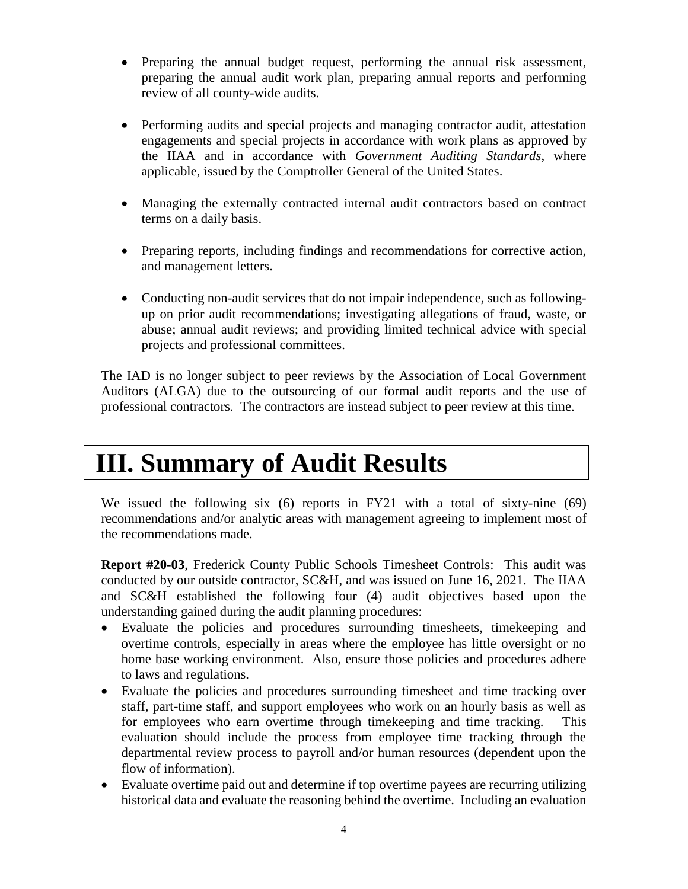- Preparing the annual budget request, performing the annual risk assessment, preparing the annual audit work plan, preparing annual reports and performing review of all county-wide audits.

- Performing audits and special projects and managing contractor audit, attestation engagements and special projects in accordance with work plans as approved by the IIAA and in accordance with *Government Auditing Standards*, where applicable, issued by the Comptroller General of the United States.

- Managing the externally contracted internal audit contractors based on contract terms on a daily basis.

- Preparing reports, including findings and recommendations for corrective action, and management letters.

- Conducting non-audit services that do not impair independence, such as following-up on prior audit recommendations; investigating allegations of fraud, waste, or abuse; annual audit reviews; and providing limited technical advice with special projects and professional committees.

The IAD is no longer subject to peer reviews by the Association of Local Government Auditors (ALGA) due to the outsourcing of our formal audit reports and the use of professional contractors. The contractors are instead subject to peer review at this time.

# III. Summary of Audit Results

We issued the following six (6) reports in FY21 with a total of sixty-nine (69) recommendations and/or analytic areas with management agreeing to implement most of the recommendations made.

**Report #20-03**, Frederick County Public Schools Timesheet Controls: This audit was conducted by our outside contractor, SC&H, and was issued on June 16, 2021. The IIAA and SC&H established the following four (4) audit objectives based upon the understanding gained during the audit planning procedures:

- Evaluate the policies and procedures surrounding timesheets, timekeeping and overtime controls, especially in areas where the employee has little oversight or no home base working environment. Also, ensure those policies and procedures adhere to laws and regulations.
- Evaluate the policies and procedures surrounding timesheet and time tracking over staff, part-time staff, and support employees who work on an hourly basis as well as for employees who earn overtime through timekeeping and time tracking. This evaluation should include the process from employee time tracking through the departmental review process to payroll and/or human resources (dependent upon the flow of information).
- Evaluate overtime paid out and determine if top overtime payees are recurring utilizing historical data and evaluate the reasoning behind the overtime. Including an evaluation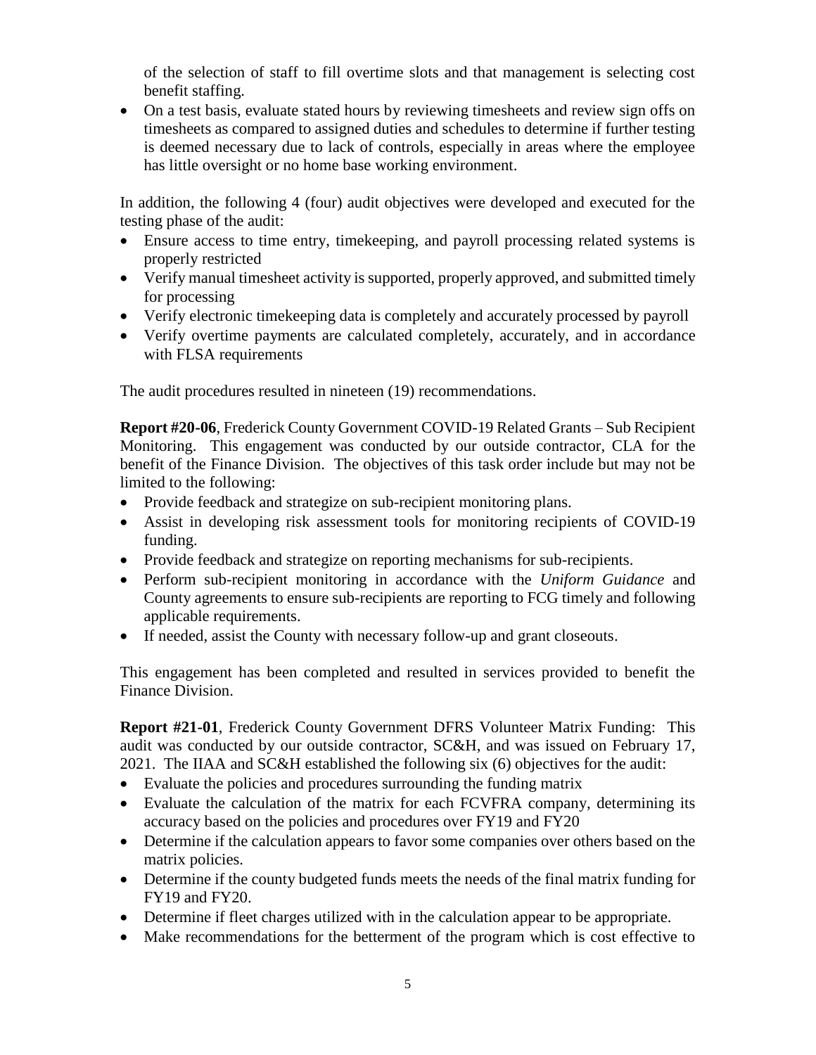of the selection of staff to fill overtime slots and that management is selecting cost benefit staffing.

- On a test basis, evaluate stated hours by reviewing timesheets and review sign offs on timesheets as compared to assigned duties and schedules to determine if further testing is deemed necessary due to lack of controls, especially in areas where the employee has little oversight or no home base working environment.

In addition, the following 4 (four) audit objectives were developed and executed for the testing phase of the audit:

- Ensure access to time entry, timekeeping, and payroll processing related systems is properly restricted
- Verify manual timesheet activity is supported, properly approved, and submitted timely for processing
- Verify electronic timekeeping data is completely and accurately processed by payroll
- Verify overtime payments are calculated completely, accurately, and in accordance with FLSA requirements

The audit procedures resulted in nineteen (19) recommendations.

**Report #20-06**, Frederick County Government COVID-19 Related Grants – Sub Recipient Monitoring. This engagement was conducted by our outside contractor, CLA for the benefit of the Finance Division. The objectives of this task order include but may not be limited to the following:

- Provide feedback and strategize on sub-recipient monitoring plans.
- Assist in developing risk assessment tools for monitoring recipients of COVID-19 funding.
- Provide feedback and strategize on reporting mechanisms for sub-recipients.
- Perform sub-recipient monitoring in accordance with the *Uniform Guidance* and County agreements to ensure sub-recipients are reporting to FCG timely and following applicable requirements.
- If needed, assist the County with necessary follow-up and grant closeouts.

This engagement has been completed and resulted in services provided to benefit the Finance Division.

**Report #21-01**, Frederick County Government DFRS Volunteer Matrix Funding: This audit was conducted by our outside contractor, SC&H, and was issued on February 17, 2021. The IIAA and SC&H established the following six (6) objectives for the audit:

- Evaluate the policies and procedures surrounding the funding matrix
- Evaluate the calculation of the matrix for each FCVFRA company, determining its accuracy based on the policies and procedures over FY19 and FY20
- Determine if the calculation appears to favor some companies over others based on the matrix policies.
- Determine if the county budgeted funds meets the needs of the final matrix funding for FY19 and FY20.
- Determine if fleet charges utilized with in the calculation appear to be appropriate.
- Make recommendations for the betterment of the program which is cost effective to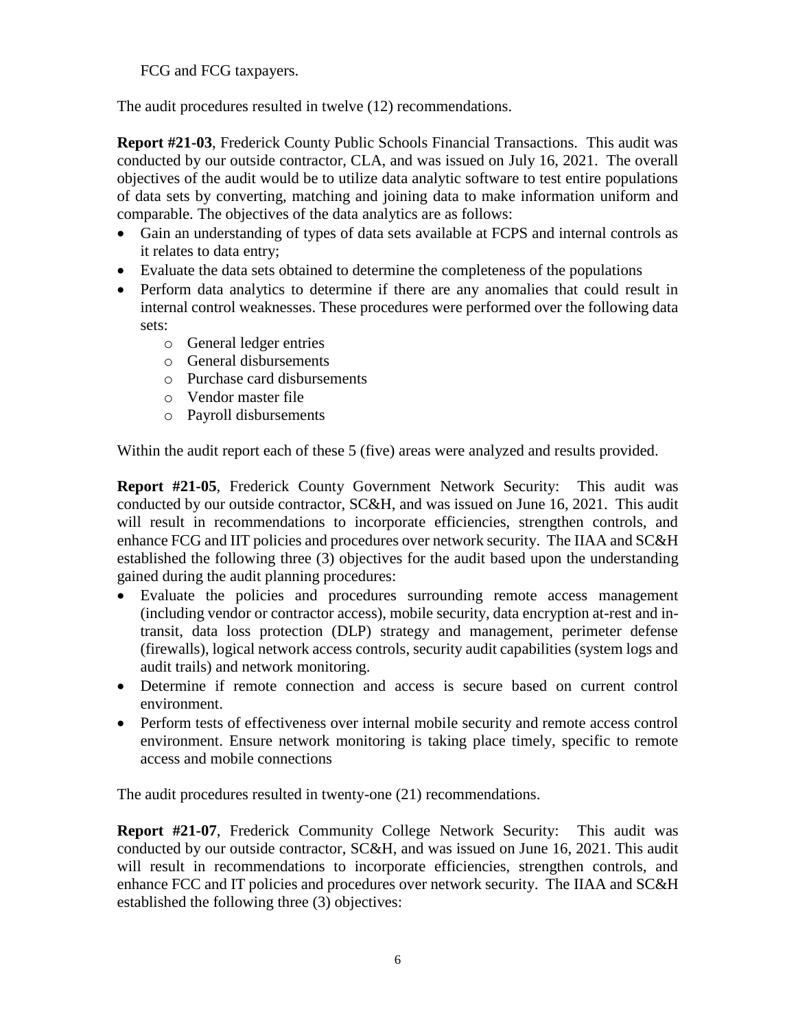FCG and FCG taxpayers.

The audit procedures resulted in twelve (12) recommendations.

**Report #21-03**, Frederick County Public Schools Financial Transactions. This audit was conducted by our outside contractor, CLA, and was issued on July 16, 2021. The overall objectives of the audit would be to utilize data analytic software to test entire populations of data sets by converting, matching and joining data to make information uniform and comparable. The objectives of the data analytics are as follows:

- Gain an understanding of types of data sets available at FCPS and internal controls as it relates to data entry;
- Evaluate the data sets obtained to determine the completeness of the populations
- Perform data analytics to determine if there are any anomalies that could result in internal control weaknesses. These procedures were performed over the following data sets:
    - General ledger entries
    - General disbursements
    - Purchase card disbursements
    - Vendor master file
    - Payroll disbursements

Within the audit report each of these 5 (five) areas were analyzed and results provided.

**Report #21-05**, Frederick County Government Network Security: This audit was conducted by our outside contractor, SC&H, and was issued on June 16, 2021. This audit will result in recommendations to incorporate efficiencies, strengthen controls, and enhance FCG and IIT policies and procedures over network security. The IIAA and SC&H established the following three (3) objectives for the audit based upon the understanding gained during the audit planning procedures:

- Evaluate the policies and procedures surrounding remote access management (including vendor or contractor access), mobile security, data encryption at-rest and in-transit, data loss protection (DLP) strategy and management, perimeter defense (firewalls), logical network access controls, security audit capabilities (system logs and audit trails) and network monitoring.
- Determine if remote connection and access is secure based on current control environment.
- Perform tests of effectiveness over internal mobile security and remote access control environment. Ensure network monitoring is taking place timely, specific to remote access and mobile connections

The audit procedures resulted in twenty-one (21) recommendations.

**Report #21-07**, Frederick Community College Network Security: This audit was conducted by our outside contractor, SC&H, and was issued on June 16, 2021. This audit will result in recommendations to incorporate efficiencies, strengthen controls, and enhance FCC and IT policies and procedures over network security. The IIAA and SC&H established the following three (3) objectives: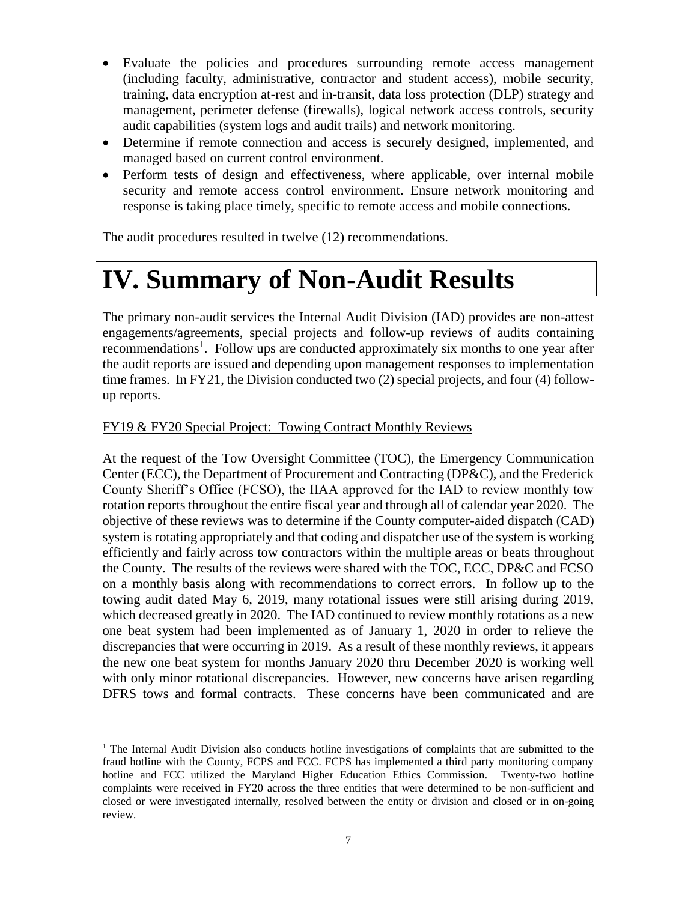- Evaluate the policies and procedures surrounding remote access management (including faculty, administrative, contractor and student access), mobile security, training, data encryption at-rest and in-transit, data loss protection (DLP) strategy and management, perimeter defense (firewalls), logical network access controls, security audit capabilities (system logs and audit trails) and network monitoring.
- Determine if remote connection and access is securely designed, implemented, and managed based on current control environment.
- Perform tests of design and effectiveness, where applicable, over internal mobile security and remote access control environment. Ensure network monitoring and response is taking place timely, specific to remote access and mobile connections.

The audit procedures resulted in twelve (12) recommendations.

# IV. Summary of Non-Audit Results

The primary non-audit services the Internal Audit Division (IAD) provides are non-attest engagements/agreements, special projects and follow-up reviews of audits containing recommendations[1]. Follow ups are conducted approximately six months to one year after the audit reports are issued and depending upon management responses to implementation time frames. In FY21, the Division conducted two (2) special projects, and four (4) follow-up reports.

<u>FY19 & FY20 Special Project: Towing Contract Monthly Reviews</u>

At the request of the Tow Oversight Committee (TOC), the Emergency Communication Center (ECC), the Department of Procurement and Contracting (DP&C), and the Frederick County Sheriff's Office (FCSO), the IIAA approved for the IAD to review monthly tow rotation reports throughout the entire fiscal year and through all of calendar year 2020. The objective of these reviews was to determine if the County computer-aided dispatch (CAD) system is rotating appropriately and that coding and dispatcher use of the system is working efficiently and fairly across tow contractors within the multiple areas or beats throughout the County. The results of the reviews were shared with the TOC, ECC, DP&C and FCSO on a monthly basis along with recommendations to correct errors. In follow up to the towing audit dated May 6, 2019, many rotational issues were still arising during 2019, which decreased greatly in 2020. The IAD continued to review monthly rotations as a new one beat system had been implemented as of January 1, 2020 in order to relieve the discrepancies that were occurring in 2019. As a result of these monthly reviews, it appears the new one beat system for months January 2020 thru December 2020 is working well with only minor rotational discrepancies. However, new concerns have arisen regarding DFRS tows and formal contracts. These concerns have been communicated and are

[1] The Internal Audit Division also conducts hotline investigations of complaints that are submitted to the fraud hotline with the County, FCPS and FCC. FCPS has implemented a third party monitoring company hotline and FCC utilized the Maryland Higher Education Ethics Commission. Twenty-two hotline complaints were received in FY20 across the three entities that were determined to be non-sufficient and closed or were investigated internally, resolved between the entity or division and closed or in on-going review.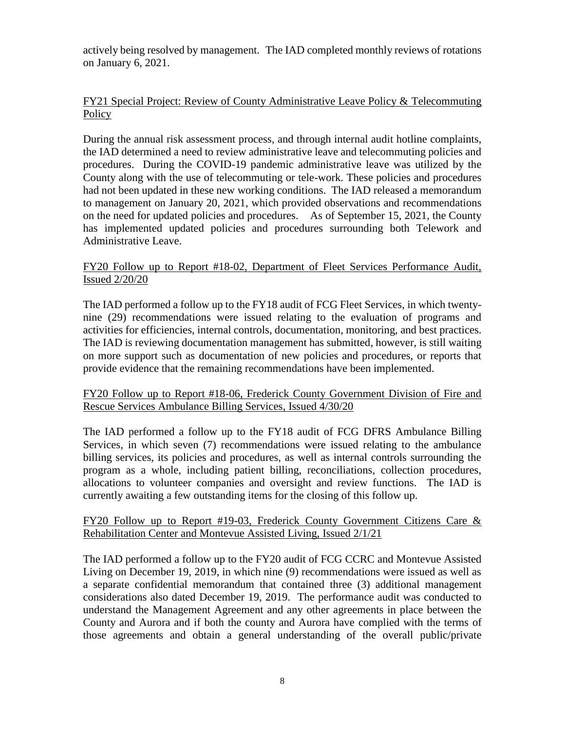actively being resolved by management. The IAD completed monthly reviews of rotations on January 6, 2021.

FY21 Special Project: Review of County Administrative Leave Policy & Telecommuting Policy

During the annual risk assessment process, and through internal audit hotline complaints, the IAD determined a need to review administrative leave and telecommuting policies and procedures. During the COVID-19 pandemic administrative leave was utilized by the County along with the use of telecommuting or tele-work. These policies and procedures had not been updated in these new working conditions. The IAD released a memorandum to management on January 20, 2021, which provided observations and recommendations on the need for updated policies and procedures. As of September 15, 2021, the County has implemented updated policies and procedures surrounding both Telework and Administrative Leave.

FY20 Follow up to Report #18-02, Department of Fleet Services Performance Audit, Issued 2/20/20

The IAD performed a follow up to the FY18 audit of FCG Fleet Services, in which twenty-nine (29) recommendations were issued relating to the evaluation of programs and activities for efficiencies, internal controls, documentation, monitoring, and best practices. The IAD is reviewing documentation management has submitted, however, is still waiting on more support such as documentation of new policies and procedures, or reports that provide evidence that the remaining recommendations have been implemented.

FY20 Follow up to Report #18-06, Frederick County Government Division of Fire and Rescue Services Ambulance Billing Services, Issued 4/30/20

The IAD performed a follow up to the FY18 audit of FCG DFRS Ambulance Billing Services, in which seven (7) recommendations were issued relating to the ambulance billing services, its policies and procedures, as well as internal controls surrounding the program as a whole, including patient billing, reconciliations, collection procedures, allocations to volunteer companies and oversight and review functions. The IAD is currently awaiting a few outstanding items for the closing of this follow up.

FY20 Follow up to Report #19-03, Frederick County Government Citizens Care & Rehabilitation Center and Montevue Assisted Living, Issued 2/1/21

The IAD performed a follow up to the FY20 audit of FCG CCRC and Montevue Assisted Living on December 19, 2019, in which nine (9) recommendations were issued as well as a separate confidential memorandum that contained three (3) additional management considerations also dated December 19, 2019. The performance audit was conducted to understand the Management Agreement and any other agreements in place between the County and Aurora and if both the county and Aurora have complied with the terms of those agreements and obtain a general understanding of the overall public/private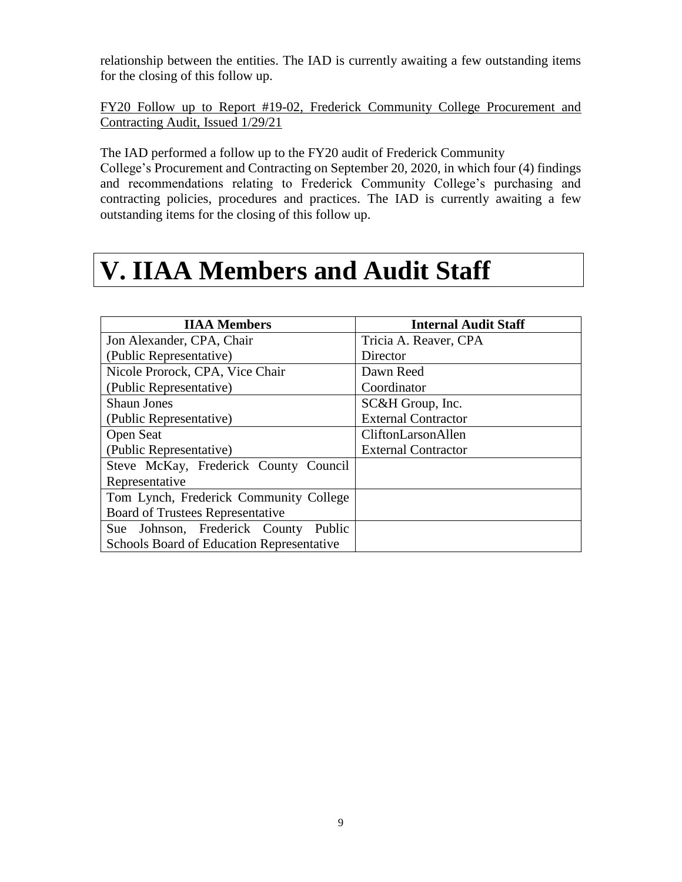relationship between the entities. The IAD is currently awaiting a few outstanding items for the closing of this follow up.

FY20 Follow up to Report #19-02, Frederick Community College Procurement and Contracting Audit, Issued 1/29/21

The IAD performed a follow up to the FY20 audit of Frederick Community College's Procurement and Contracting on September 20, 2020, in which four (4) findings and recommendations relating to Frederick Community College's purchasing and contracting policies, procedures and practices. The IAD is currently awaiting a few outstanding items for the closing of this follow up.

# V. IIAA Members and Audit Staff

| IIAA Members | Internal Audit Staff |
|---|---|
| Jon Alexander, CPA, Chair (Public Representative) | Tricia A. Reaver, CPA Director |
| Nicole Prorock, CPA, Vice Chair (Public Representative) | Dawn Reed Coordinator |
| Shaun Jones (Public Representative) | SC&H Group, Inc. External Contractor |
| Open Seat (Public Representative) | CliftonLarsonAllen External Contractor |
| Steve McKay, Frederick County Council Representative | |
| Tom Lynch, Frederick Community College Board of Trustees Representative | |
| Sue Johnson, Frederick County Public Schools Board of Education Representative | |